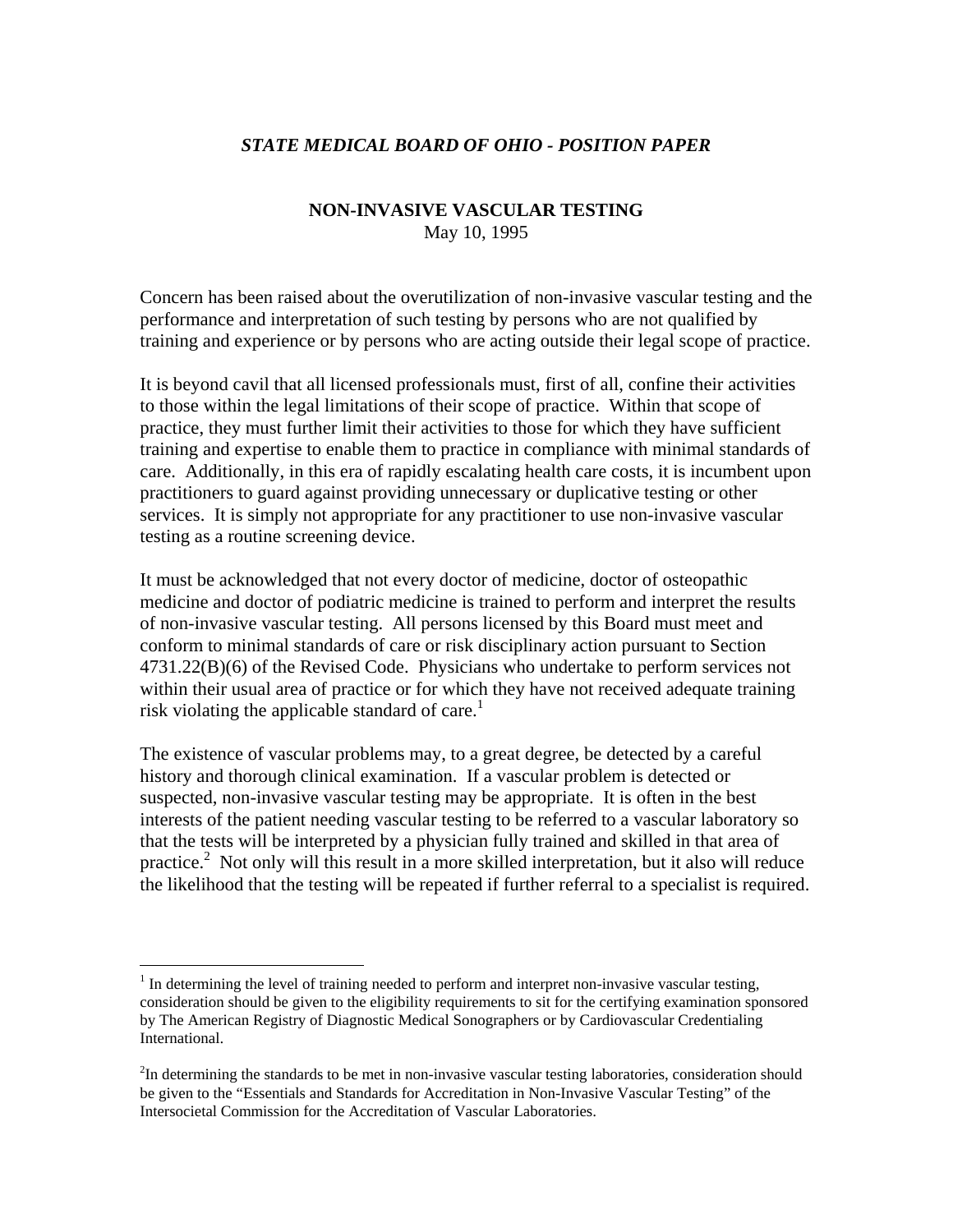*STATE MEDICAL BOARD OF OHIO - POSITION PAPER*

# NON-INVASIVE VASCULAR TESTING

May 10, 1995

Concern has been raised about the overutilization of non-invasive vascular testing and the performance and interpretation of such testing by persons who are not qualified by training and experience or by persons who are acting outside their legal scope of practice.

It is beyond cavil that all licensed professionals must, first of all, confine their activities to those within the legal limitations of their scope of practice. Within that scope of practice, they must further limit their activities to those for which they have sufficient training and expertise to enable them to practice in compliance with minimal standards of care. Additionally, in this era of rapidly escalating health care costs, it is incumbent upon practitioners to guard against providing unnecessary or duplicative testing or other services. It is simply not appropriate for any practitioner to use non-invasive vascular testing as a routine screening device.

It must be acknowledged that not every doctor of medicine, doctor of osteopathic medicine and doctor of podiatric medicine is trained to perform and interpret the results of non-invasive vascular testing. All persons licensed by this Board must meet and conform to minimal standards of care or risk disciplinary action pursuant to Section 4731.22(B)(6) of the Revised Code. Physicians who undertake to perform services not within their usual area of practice or for which they have not received adequate training risk violating the applicable standard of care.[1]

The existence of vascular problems may, to a great degree, be detected by a careful history and thorough clinical examination. If a vascular problem is detected or suspected, non-invasive vascular testing may be appropriate. It is often in the best interests of the patient needing vascular testing to be referred to a vascular laboratory so that the tests will be interpreted by a physician fully trained and skilled in that area of practice.[2] Not only will this result in a more skilled interpretation, but it also will reduce the likelihood that the testing will be repeated if further referral to a specialist is required.

---

[1] In determining the level of training needed to perform and interpret non-invasive vascular testing, consideration should be given to the eligibility requirements to sit for the certifying examination sponsored by The American Registry of Diagnostic Medical Sonographers or by Cardiovascular Credentialing International.

[2] In determining the standards to be met in non-invasive vascular testing laboratories, consideration should be given to the "Essentials and Standards for Accreditation in Non-Invasive Vascular Testing" of the Intersocietal Commission for the Accreditation of Vascular Laboratories.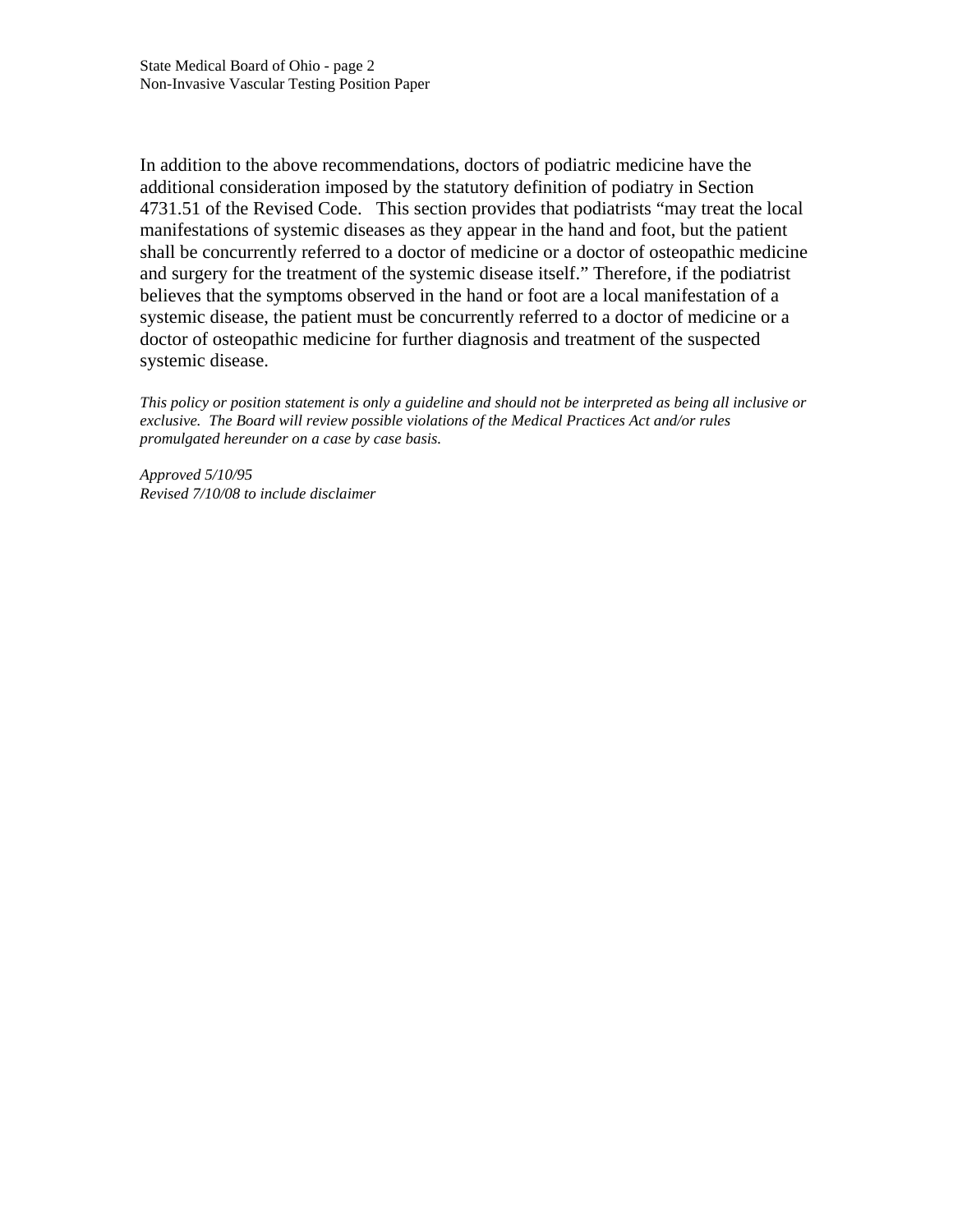In addition to the above recommendations, doctors of podiatric medicine have the additional consideration imposed by the statutory definition of podiatry in Section 4731.51 of the Revised Code. This section provides that podiatrists "may treat the local manifestations of systemic diseases as they appear in the hand and foot, but the patient shall be concurrently referred to a doctor of medicine or a doctor of osteopathic medicine and surgery for the treatment of the systemic disease itself." Therefore, if the podiatrist believes that the symptoms observed in the hand or foot are a local manifestation of a systemic disease, the patient must be concurrently referred to a doctor of medicine or a doctor of osteopathic medicine for further diagnosis and treatment of the suspected systemic disease.

*This policy or position statement is only a guideline and should not be interpreted as being all inclusive or exclusive. The Board will review possible violations of the Medical Practices Act and/or rules promulgated hereunder on a case by case basis.*

*Approved 5/10/95*
*Revised 7/10/08 to include disclaimer*